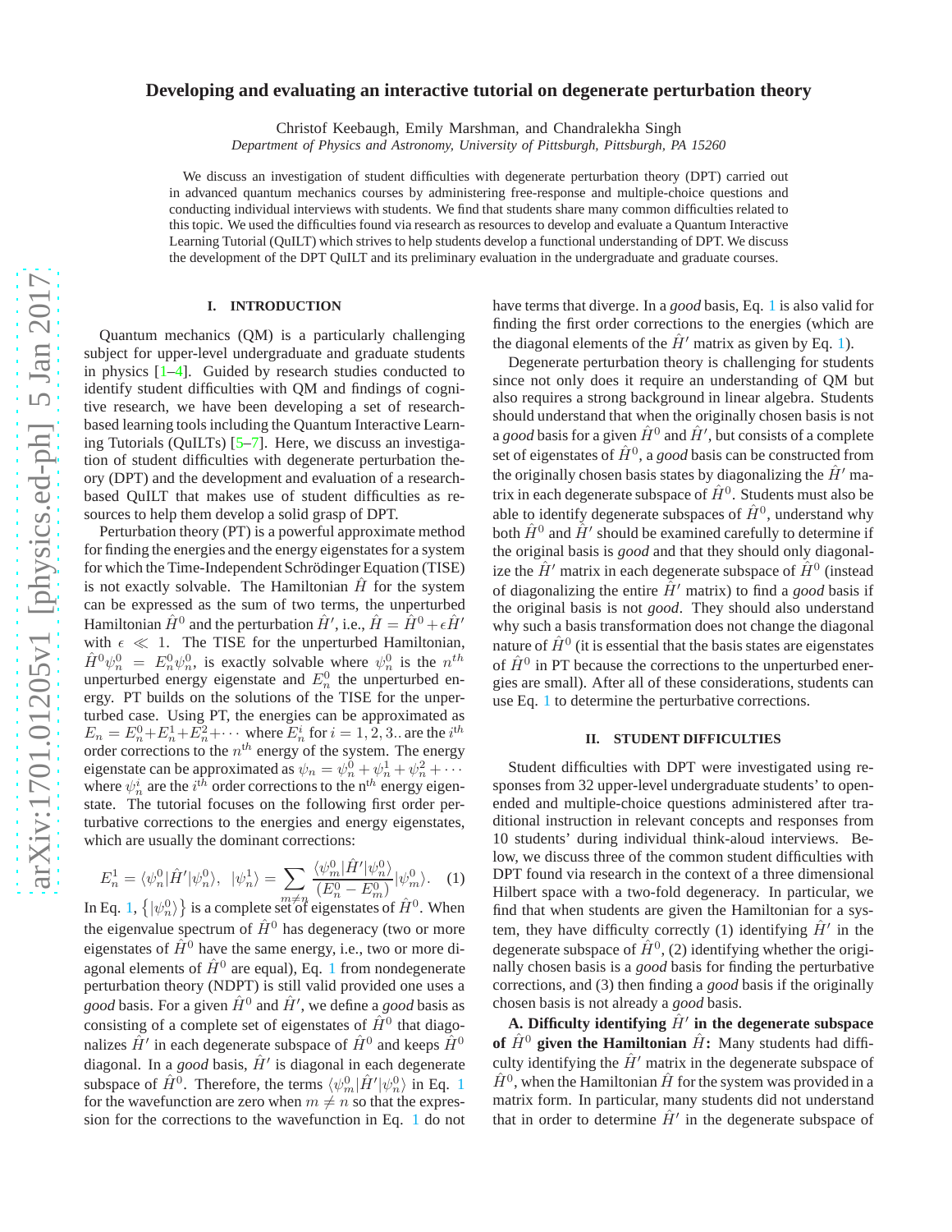# Developing and evaluating an interactive tutorial on degenerate perturbation theory

Christof Keebaugh, Emily Marshman, and Chandralekha Singh

*Department of Physics and Astronomy, University of Pittsburgh, Pittsburgh, PA 15260*

We discuss an investigation of student difficulties with degenerate perturbation theory (DPT) carried out in advanced quantum mechanics courses by administering free-response and multiple-choice questions and conducting individual interviews with students. We find that students share many common difficulties related to this topic. We used the difficulties found via research as resources to develop and evaluate a Quantum Interactive Learning Tutorial (QuILT) which strives to help students develop a functional understanding of DPT. We discuss the development of the DPT QuILT and its preliminary evaluation in the undergraduate and graduate courses.

## I. INTRODUCTION

Quantum mechanics (QM) is a particularly challenging subject for upper-level undergraduate and graduate students in physics [1–4]. Guided by research studies conducted to identify student difficulties with QM and findings of cognitive research, we have been developing a set of research-based learning tools including the Quantum Interactive Learning Tutorials (QuILTs) [5–7]. Here, we discuss an investigation of student difficulties with degenerate perturbation theory (DPT) and the development and evaluation of a research-based QuILT that makes use of student difficulties as resources to help them develop a solid grasp of DPT.

Perturbation theory (PT) is a powerful approximate method for finding the energies and the energy eigenstates for a system for which the Time-Independent Schrödinger Equation (TISE) is not exactly solvable. The Hamiltonian $\hat{H}$ for the system can be expressed as the sum of two terms, the unperturbed Hamiltonian $\hat{H}^0$ and the perturbation $\hat{H}'$, i.e., $\hat{H} = \hat{H}^0 + \epsilon\hat{H}'$ with $\epsilon \ll 1$. The TISE for the unperturbed Hamiltonian, $\hat{H}^0\psi_n^0 = E_n^0\psi_n^0$, is exactly solvable where $\psi_n^0$ is the $n^{th}$ unperturbed energy eigenstate and $E_n^0$ the unperturbed energy. PT builds on the solutions of the TISE for the unperturbed case. Using PT, the energies can be approximated as $E_n = E_n^0 + E_n^1 + E_n^2 + \cdots$ where $E_n^i$ for $i = 1, 2, 3..$ are the $i^{th}$ order corrections to the $n^{th}$ energy of the system. The energy eigenstate can be approximated as $\psi_n = \psi_n^0 + \psi_n^1 + \psi_n^2 + \cdots$ where $\psi_n^i$ are the $i^{th}$ order corrections to the n$^{th}$ energy eigenstate. The tutorial focuses on the following first order perturbative corrections to the energies and energy eigenstates, which are usually the dominant corrections:

$$E_n^1 = \langle\psi_n^0|\hat{H}'|\psi_n^0\rangle, \;\; |\psi_n^1\rangle = \sum_{m\neq n} \frac{\langle\psi_m^0|\hat{H}'|\psi_n^0\rangle}{(E_n^0 - E_m^0)}|\psi_m^0\rangle. \quad (1)$$

In Eq. 1, $\left\{|\psi_n^0\rangle\right\}$ is a complete set of eigenstates of $\hat{H}^0$. When the eigenvalue spectrum of $\hat{H}^0$ has degeneracy (two or more eigenstates of $\hat{H}^0$ have the same energy, i.e., two or more diagonal elements of $\hat{H}^0$ are equal), Eq. 1 from nondegenerate perturbation theory (NDPT) is still valid provided one uses a *good* basis. For a given $\hat{H}^0$ and $\hat{H}'$, we define a *good* basis as consisting of a complete set of eigenstates of $\hat{H}^0$ that diagonalizes $\hat{H}'$ in each degenerate subspace of $\hat{H}^0$ and keeps $\hat{H}^0$ diagonal. In a *good* basis, $\hat{H}'$ is diagonal in each degenerate subspace of $\hat{H}^0$. Therefore, the terms $\langle\psi_m^0|\hat{H}'|\psi_n^0\rangle$ in Eq. 1 for the wavefunction are zero when $m \neq n$ so that the expression for the corrections to the wavefunction in Eq. 1 do not have terms that diverge. In a *good* basis, Eq. 1 is also valid for finding the first order corrections to the energies (which are the diagonal elements of the $\hat{H}'$ matrix as given by Eq. 1).

Degenerate perturbation theory is challenging for students since not only does it require an understanding of QM but also requires a strong background in linear algebra. Students should understand that when the originally chosen basis is not a *good* basis for a given $\hat{H}^0$ and $\hat{H}'$, but consists of a complete set of eigenstates of $\hat{H}^0$, a *good* basis can be constructed from the originally chosen basis states by diagonalizing the $\hat{H}'$ matrix in each degenerate subspace of $\hat{H}^0$. Students must also be able to identify degenerate subspaces of $\hat{H}^0$, understand why both $\hat{H}^0$ and $\hat{H}'$ should be examined carefully to determine if the original basis is *good* and that they should only diagonalize the $\hat{H}'$ matrix in each degenerate subspace of $\hat{H}^0$ (instead of diagonalizing the entire $\hat{H}'$ matrix) to find a *good* basis if the original basis is not *good*. They should also understand why such a basis transformation does not change the diagonal nature of $\hat{H}^0$ (it is essential that the basis states are eigenstates of $\hat{H}^0$ in PT because the corrections to the unperturbed energies are small). After all of these considerations, students can use Eq. 1 to determine the perturbative corrections.

## II. STUDENT DIFFICULTIES

Student difficulties with DPT were investigated using responses from 32 upper-level undergraduate students' to open-ended and multiple-choice questions administered after traditional instruction in relevant concepts and responses from 10 students' during individual think-aloud interviews. Below, we discuss three of the common student difficulties with DPT found via research in the context of a three dimensional Hilbert space with a two-fold degeneracy. In particular, we find that when students are given the Hamiltonian for a system, they have difficulty correctly (1) identifying $\hat{H}'$ in the degenerate subspace of $\hat{H}^0$, (2) identifying whether the originally chosen basis is a *good* basis for finding the perturbative corrections, and (3) then finding a *good* basis if the originally chosen basis is not already a *good* basis.

**A. Difficulty identifying $\hat{H}'$ in the degenerate subspace of $\hat{H}^0$ given the Hamiltonian $\hat{H}$:** Many students had difficulty identifying the $\hat{H}'$ matrix in the degenerate subspace of $\hat{H}^0$, when the Hamiltonian $\hat{H}$ for the system was provided in a matrix form. In particular, many students did not understand that in order to determine $\hat{H}'$ in the degenerate subspace of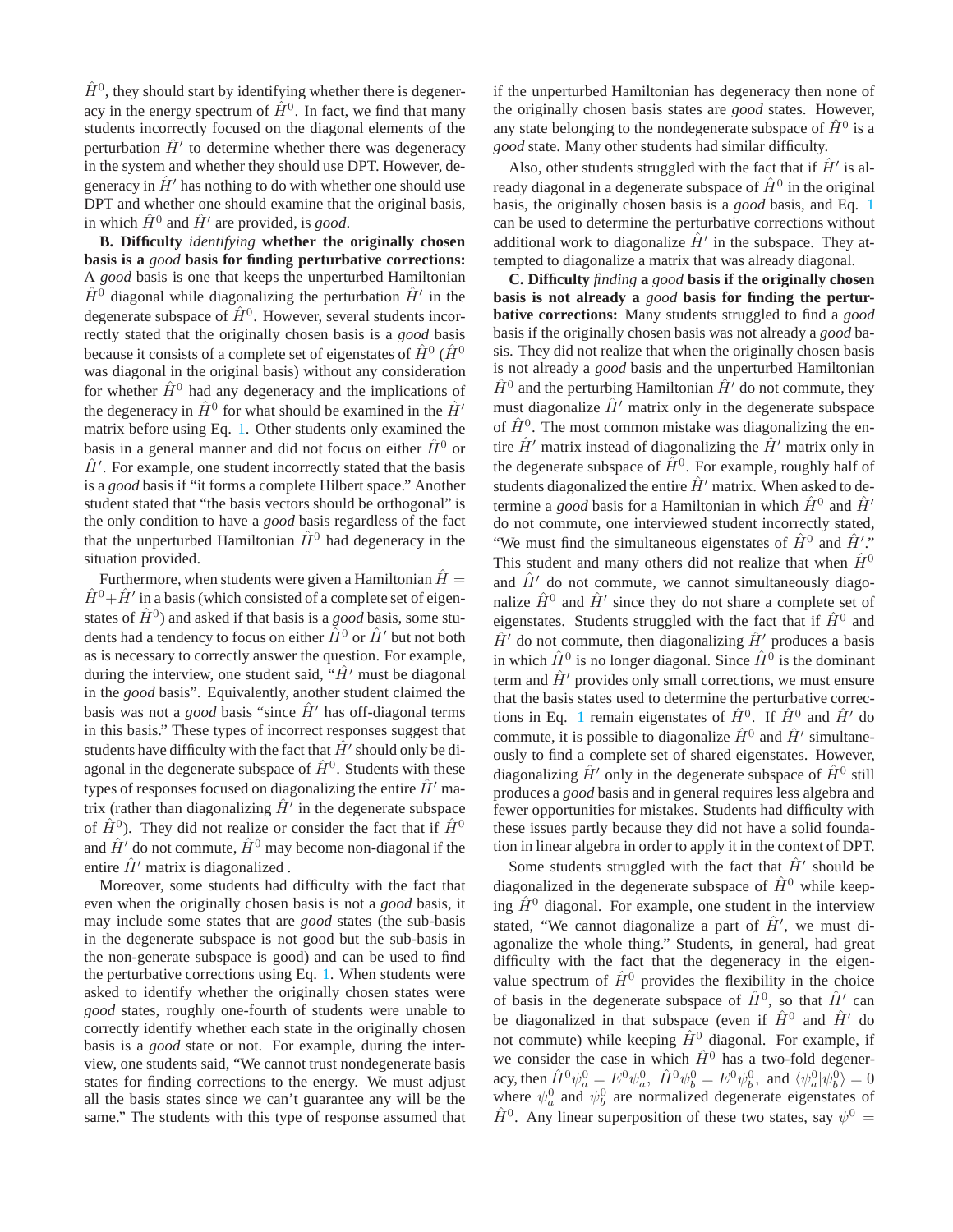$\hat{H}^0$, they should start by identifying whether there is degeneracy in the energy spectrum of $\hat{H}^0$. In fact, we find that many students incorrectly focused on the diagonal elements of the perturbation $\hat{H}'$ to determine whether there was degeneracy in the system and whether they should use DPT. However, degeneracy in $\hat{H}'$ has nothing to do with whether one should use DPT and whether one should examine that the original basis, in which $\hat{H}^0$ and $\hat{H}'$ are provided, is *good*.

**B. Difficulty *identifying* whether the originally chosen basis is a *good* basis for finding perturbative corrections:** A *good* basis is one that keeps the unperturbed Hamiltonian $\hat{H}^0$ diagonal while diagonalizing the perturbation $\hat{H}'$ in the degenerate subspace of $\hat{H}^0$. However, several students incorrectly stated that the originally chosen basis is a *good* basis because it consists of a complete set of eigenstates of $\hat{H}^0$ ($\hat{H}^0$ was diagonal in the original basis) without any consideration for whether $\hat{H}^0$ had any degeneracy and the implications of the degeneracy in $\hat{H}^0$ for what should be examined in the $\hat{H}'$ matrix before using Eq. 1. Other students only examined the basis in a general manner and did not focus on either $\hat{H}^0$ or $\hat{H}'$. For example, one student incorrectly stated that the basis is a *good* basis if "it forms a complete Hilbert space." Another student stated that "the basis vectors should be orthogonal" is the only condition to have a *good* basis regardless of the fact that the unperturbed Hamiltonian $\hat{H}^0$ had degeneracy in the situation provided.

Furthermore, when students were given a Hamiltonian $\hat{H} = \hat{H}^0 + \hat{H}'$ in a basis (which consisted of a complete set of eigenstates of $\hat{H}^0$) and asked if that basis is a *good* basis, some students had a tendency to focus on either $\hat{H}^0$ or $\hat{H}'$ but not both as is necessary to correctly answer the question. For example, during the interview, one student said, "$\hat{H}'$ must be diagonal in the *good* basis". Equivalently, another student claimed the basis was not a *good* basis "since $\hat{H}'$ has off-diagonal terms in this basis." These types of incorrect responses suggest that students have difficulty with the fact that $\hat{H}'$ should only be diagonal in the degenerate subspace of $\hat{H}^0$. Students with these types of responses focused on diagonalizing the entire $\hat{H}'$ matrix (rather than diagonalizing $\hat{H}'$ in the degenerate subspace of $\hat{H}^0$). They did not realize or consider the fact that if $\hat{H}^0$ and $\hat{H}'$ do not commute, $\hat{H}^0$ may become non-diagonal if the entire $\hat{H}'$ matrix is diagonalized .

Moreover, some students had difficulty with the fact that even when the originally chosen basis is not a *good* basis, it may include some states that are *good* states (the sub-basis in the degenerate subspace is not good but the sub-basis in the non-generate subspace is good) and can be used to find the perturbative corrections using Eq. 1. When students were asked to identify whether the originally chosen states were *good* states, roughly one-fourth of students were unable to correctly identify whether each state in the originally chosen basis is a *good* state or not. For example, during the interview, one students said, "We cannot trust nondegenerate basis states for finding corrections to the energy. We must adjust all the basis states since we can't guarantee any will be the same." The students with this type of response assumed that if the unperturbed Hamiltonian has degeneracy then none of the originally chosen basis states are *good* states. However, any state belonging to the nondegenerate subspace of $\hat{H}^0$ is a *good* state. Many other students had similar difficulty.

Also, other students struggled with the fact that if $\hat{H}'$ is already diagonal in a degenerate subspace of $\hat{H}^0$ in the original basis, the originally chosen basis is a *good* basis, and Eq. 1 can be used to determine the perturbative corrections without additional work to diagonalize $\hat{H}'$ in the subspace. They attempted to diagonalize a matrix that was already diagonal.

**C. Difficulty *finding* a *good* basis if the originally chosen basis is not already a *good* basis for finding the perturbative corrections:** Many students struggled to find a *good* basis if the originally chosen basis was not already a *good* basis. They did not realize that when the originally chosen basis is not already a *good* basis and the unperturbed Hamiltonian $\hat{H}^0$ and the perturbing Hamiltonian $\hat{H}'$ do not commute, they must diagonalize $\hat{H}'$ matrix only in the degenerate subspace of $\hat{H}^0$. The most common mistake was diagonalizing the entire $\hat{H}'$ matrix instead of diagonalizing the $\hat{H}'$ matrix only in the degenerate subspace of $\hat{H}^0$. For example, roughly half of students diagonalized the entire $\hat{H}'$ matrix. When asked to determine a *good* basis for a Hamiltonian in which $\hat{H}^0$ and $\hat{H}'$ do not commute, one interviewed student incorrectly stated, "We must find the simultaneous eigenstates of $\hat{H}^0$ and $\hat{H}'$." This student and many others did not realize that when $\hat{H}^0$ and $\hat{H}'$ do not commute, we cannot simultaneously diagonalize $\hat{H}^0$ and $\hat{H}'$ since they do not share a complete set of eigenstates. Students struggled with the fact that if $\hat{H}^0$ and $\hat{H}'$ do not commute, then diagonalizing $\hat{H}'$ produces a basis in which $\hat{H}^0$ is no longer diagonal. Since $\hat{H}^0$ is the dominant term and $\hat{H}'$ provides only small corrections, we must ensure that the basis states used to determine the perturbative corrections in Eq. 1 remain eigenstates of $\hat{H}^0$. If $\hat{H}^0$ and $\hat{H}'$ do commute, it is possible to diagonalize $\hat{H}^0$ and $\hat{H}'$ simultaneously to find a complete set of shared eigenstates. However, diagonalizing $\hat{H}'$ only in the degenerate subspace of $\hat{H}^0$ still produces a *good* basis and in general requires less algebra and fewer opportunities for mistakes. Students had difficulty with these issues partly because they did not have a solid foundation in linear algebra in order to apply it in the context of DPT.

Some students struggled with the fact that $\hat{H}'$ should be diagonalized in the degenerate subspace of $\hat{H}^0$ while keeping $\hat{H}^0$ diagonal. For example, one student in the interview stated, "We cannot diagonalize a part of $\hat{H}'$, we must diagonalize the whole thing." Students, in general, had great difficulty with the fact that the degeneracy in the eigenvalue spectrum of $\hat{H}^0$ provides the flexibility in the choice of basis in the degenerate subspace of $\hat{H}^0$, so that $\hat{H}'$ can be diagonalized in that subspace (even if $\hat{H}^0$ and $\hat{H}'$ do not commute) while keeping $\hat{H}^0$ diagonal. For example, if we consider the case in which $\hat{H}^0$ has a two-fold degeneracy, then $\hat{H}^0\psi_a^0 = E^0\psi_a^0$, $\hat{H}^0\psi_b^0 = E^0\psi_b^0$, and $\langle\psi_a^0|\psi_b^0\rangle = 0$ where $\psi_a^0$ and $\psi_b^0$ are normalized degenerate eigenstates of $\hat{H}^0$. Any linear superposition of these two states, say $\psi^0 =$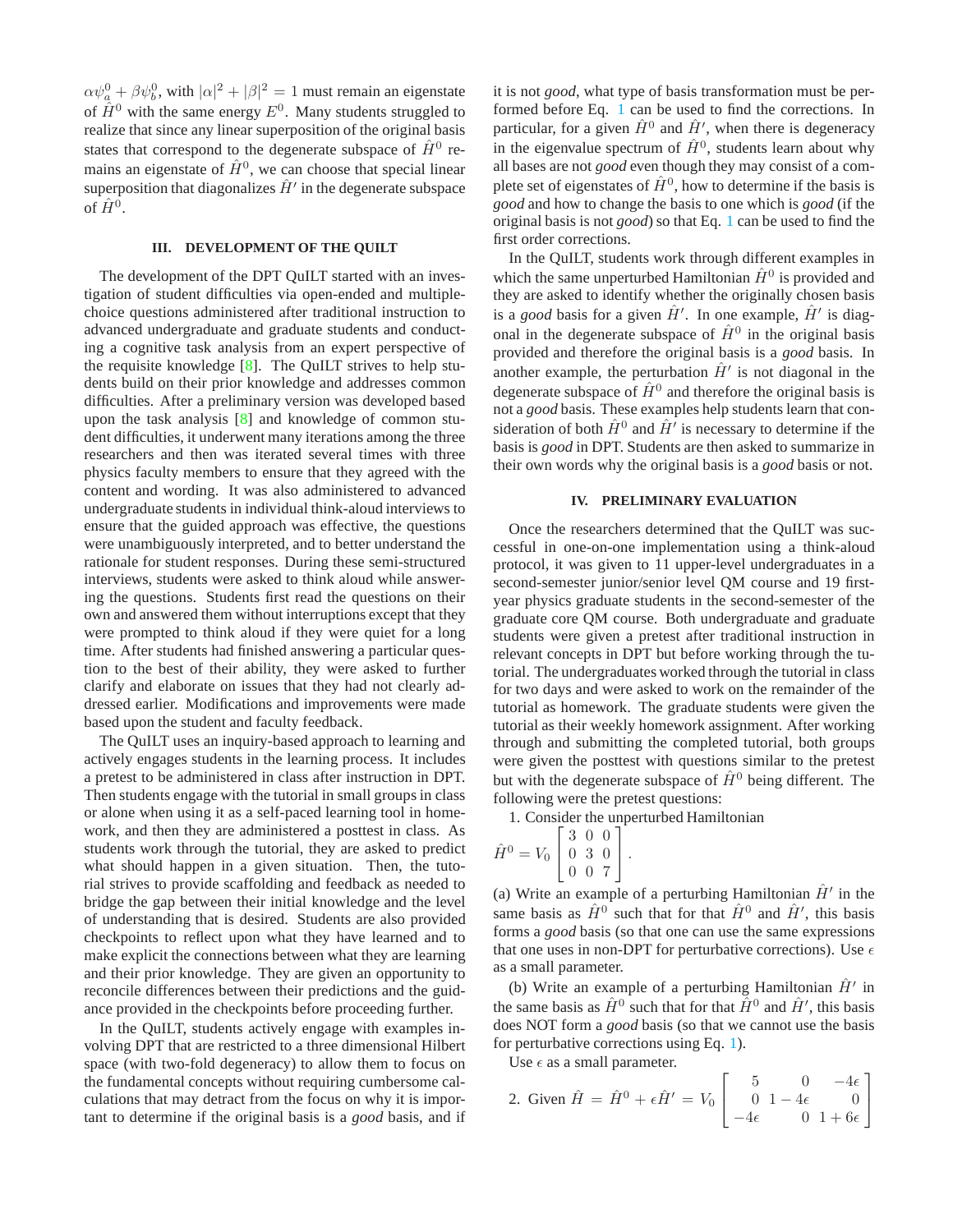$\alpha\psi_a^0 + \beta\psi_b^0$, with $|\alpha|^2 + |\beta|^2 = 1$ must remain an eigenstate of $\hat{H}^0$ with the same energy $E^0$. Many students struggled to realize that since any linear superposition of the original basis states that correspond to the degenerate subspace of $\hat{H}^0$ remains an eigenstate of $\hat{H}^0$, we can choose that special linear superposition that diagonalizes $\hat{H}'$ in the degenerate subspace of $\hat{H}^0$.

### III. DEVELOPMENT OF THE QUILT

The development of the DPT QuILT started with an investigation of student difficulties via open-ended and multiple-choice questions administered after traditional instruction to advanced undergraduate and graduate students and conducting a cognitive task analysis from an expert perspective of the requisite knowledge [8]. The QuILT strives to help students build on their prior knowledge and addresses common difficulties. After a preliminary version was developed based upon the task analysis [8] and knowledge of common student difficulties, it underwent many iterations among the three researchers and then was iterated several times with three physics faculty members to ensure that they agreed with the content and wording. It was also administered to advanced undergraduate students in individual think-aloud interviews to ensure that the guided approach was effective, the questions were unambiguously interpreted, and to better understand the rationale for student responses. During these semi-structured interviews, students were asked to think aloud while answering the questions. Students first read the questions on their own and answered them without interruptions except that they were prompted to think aloud if they were quiet for a long time. After students had finished answering a particular question to the best of their ability, they were asked to further clarify and elaborate on issues that they had not clearly addressed earlier. Modifications and improvements were made based upon the student and faculty feedback.

The QuILT uses an inquiry-based approach to learning and actively engages students in the learning process. It includes a pretest to be administered in class after instruction in DPT. Then students engage with the tutorial in small groups in class or alone when using it as a self-paced learning tool in homework, and then they are administered a posttest in class. As students work through the tutorial, they are asked to predict what should happen in a given situation. Then, the tutorial strives to provide scaffolding and feedback as needed to bridge the gap between their initial knowledge and the level of understanding that is desired. Students are also provided checkpoints to reflect upon what they have learned and to make explicit the connections between what they are learning and their prior knowledge. They are given an opportunity to reconcile differences between their predictions and the guidance provided in the checkpoints before proceeding further.

In the QuILT, students actively engage with examples involving DPT that are restricted to a three dimensional Hilbert space (with two-fold degeneracy) to allow them to focus on the fundamental concepts without requiring cumbersome calculations that may detract from the focus on why it is important to determine if the original basis is a *good* basis, and if it is not *good*, what type of basis transformation must be performed before Eq. 1 can be used to find the corrections. In particular, for a given $\hat{H}^0$ and $\hat{H}'$, when there is degeneracy in the eigenvalue spectrum of $\hat{H}^0$, students learn about why all bases are not *good* even though they may consist of a complete set of eigenstates of $\hat{H}^0$, how to determine if the basis is *good* and how to change the basis to one which is *good* (if the original basis is not *good*) so that Eq. 1 can be used to find the first order corrections.

In the QuILT, students work through different examples in which the same unperturbed Hamiltonian $\hat{H}^0$ is provided and they are asked to identify whether the originally chosen basis is a *good* basis for a given $\hat{H}'$. In one example, $\hat{H}'$ is diagonal in the degenerate subspace of $\hat{H}^0$ in the original basis provided and therefore the original basis is a *good* basis. In another example, the perturbation $\hat{H}'$ is not diagonal in the degenerate subspace of $\hat{H}^0$ and therefore the original basis is not a *good* basis. These examples help students learn that consideration of both $\hat{H}^0$ and $\hat{H}'$ is necessary to determine if the basis is *good* in DPT. Students are then asked to summarize in their own words why the original basis is a *good* basis or not.

### IV. PRELIMINARY EVALUATION

Once the researchers determined that the QuILT was successful in one-on-one implementation using a think-aloud protocol, it was given to 11 upper-level undergraduates in a second-semester junior/senior level QM course and 19 first-year physics graduate students in the second-semester of the graduate core QM course. Both undergraduate and graduate students were given a pretest after traditional instruction in relevant concepts in DPT but before working through the tutorial. The undergraduates worked through the tutorial in class for two days and were asked to work on the remainder of the tutorial as homework. The graduate students were given the tutorial as their weekly homework assignment. After working through and submitting the completed tutorial, both groups were given the posttest with questions similar to the pretest but with the degenerate subspace of $\hat{H}^0$ being different. The following were the pretest questions:

1. Consider the unperturbed Hamiltonian

$$\hat{H}^0 = V_0 \begin{bmatrix} 3 & 0 & 0 \\ 0 & 3 & 0 \\ 0 & 0 & 7 \end{bmatrix}.$$

(a) Write an example of a perturbing Hamiltonian $\hat{H}'$ in the same basis as $\hat{H}^0$ such that for that $\hat{H}^0$ and $\hat{H}'$, this basis forms a *good* basis (so that one can use the same expressions that one uses in non-DPT for perturbative corrections). Use $\epsilon$ as a small parameter.

(b) Write an example of a perturbing Hamiltonian $\hat{H}'$ in the same basis as $\hat{H}^0$ such that for that $\hat{H}^0$ and $\hat{H}'$, this basis does NOT form a *good* basis (so that we cannot use the basis for perturbative corrections using Eq. 1).

Use $\epsilon$ as a small parameter.

2. Given $\hat{H} = \hat{H}^0 + \epsilon\hat{H}' = V_0 \begin{bmatrix} 5 & 0 & -4\epsilon \\ 0 & 1-4\epsilon & 0 \\ -4\epsilon & 0 & 1+6\epsilon \end{bmatrix}$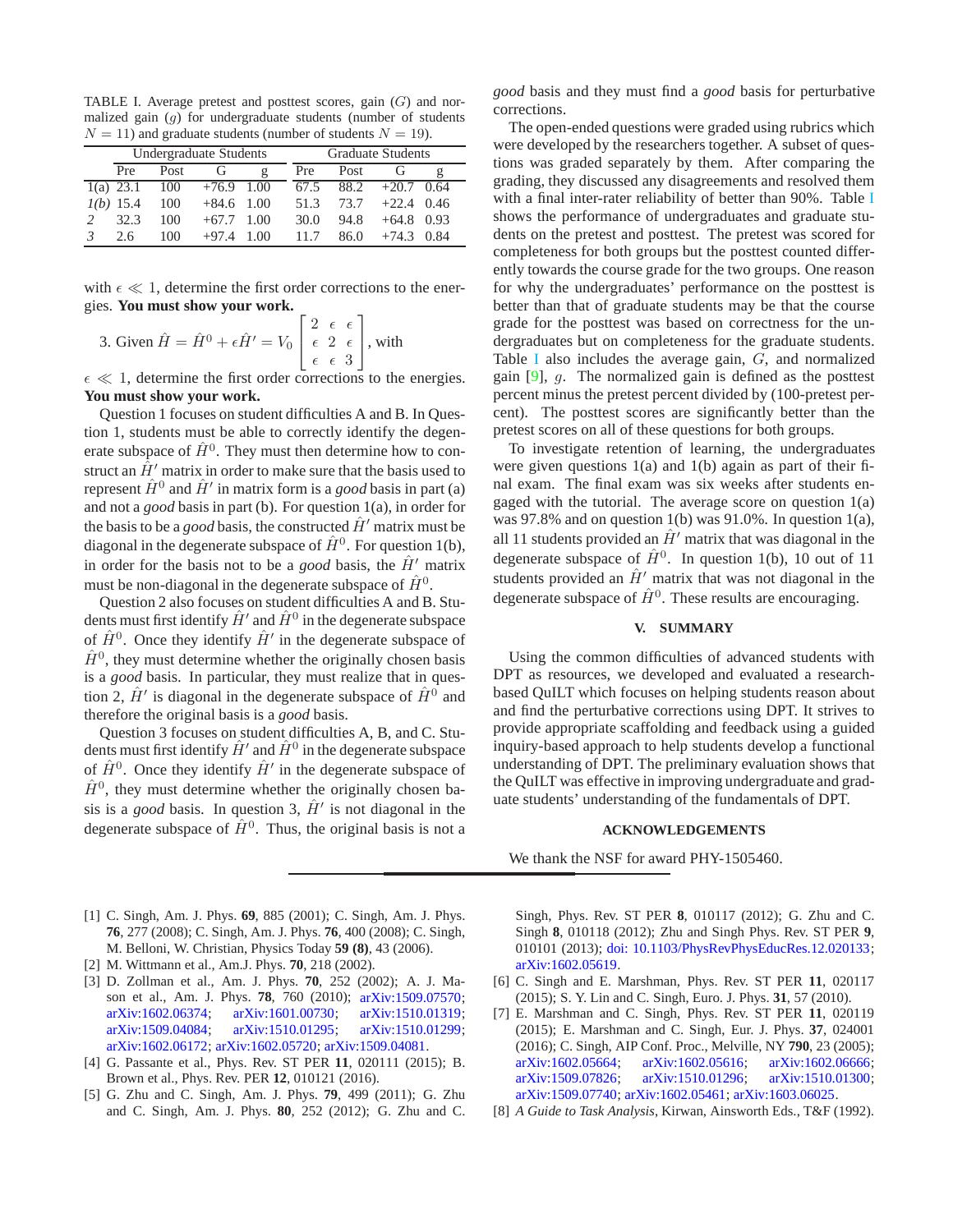TABLE I. Average pretest and posttest scores, gain ($G$) and normalized gain ($g$) for undergraduate students (number of students $N = 11$) and graduate students (number of students $N = 19$).

| | Undergraduate Students | | | | Graduate Students | | | |
|---|---|---|---|---|---|---|---|---|
| | Pre | Post | G | g | Pre | Post | G | g |
| 1(a) | 23.1 | 100 | +76.9 | 1.00 | 67.5 | 88.2 | +20.7 | 0.64 |
| *1(b)* | 15.4 | 100 | +84.6 | 1.00 | 51.3 | 73.7 | +22.4 | 0.46 |
| *2* | 32.3 | 100 | +67.7 | 1.00 | 30.0 | 94.8 | +64.8 | 0.93 |
| *3* | 2.6 | 100 | +97.4 | 1.00 | 11.7 | 86.0 | +74.3 | 0.84 |

with $\epsilon \ll 1$, determine the first order corrections to the energies. **You must show your work.**

3. Given $\hat{H} = \hat{H}^0 + \epsilon\hat{H}' = V_0 \begin{bmatrix} 2 & \epsilon & \epsilon \\ \epsilon & 2 & \epsilon \\ \epsilon & \epsilon & 3 \end{bmatrix}$, with $\epsilon \ll 1$, determine the first order corrections to the energies. **You must show your work.**

Question 1 focuses on student difficulties A and B. In Question 1, students must be able to correctly identify the degenerate subspace of $\hat{H}^0$. They must then determine how to construct an $\hat{H}'$ matrix in order to make sure that the basis used to represent $\hat{H}^0$ and $\hat{H}'$ in matrix form is a *good* basis in part (a) and not a *good* basis in part (b). For question 1(a), in order for the basis to be a *good* basis, the constructed $\hat{H}'$ matrix must be diagonal in the degenerate subspace of $\hat{H}^0$. For question 1(b), in order for the basis not to be a *good* basis, the $\hat{H}'$ matrix must be non-diagonal in the degenerate subspace of $\hat{H}^0$.

Question 2 also focuses on student difficulties A and B. Students must first identify $\hat{H}'$ and $\hat{H}^0$ in the degenerate subspace of $\hat{H}^0$. Once they identify $\hat{H}'$ in the degenerate subspace of $\hat{H}^0$, they must determine whether the originally chosen basis is a *good* basis. In particular, they must realize that in question 2, $\hat{H}'$ is diagonal in the degenerate subspace of $\hat{H}^0$ and therefore the original basis is a *good* basis.

Question 3 focuses on student difficulties A, B, and C. Students must first identify $\hat{H}'$ and $\hat{H}^0$ in the degenerate subspace of $\hat{H}^0$. Once they identify $\hat{H}'$ in the degenerate subspace of $\hat{H}^0$, they must determine whether the originally chosen basis is a *good* basis. In question 3, $\hat{H}'$ is not diagonal in the degenerate subspace of $\hat{H}^0$. Thus, the original basis is not a *good* basis and they must find a *good* basis for perturbative corrections.

The open-ended questions were graded using rubrics which were developed by the researchers together. A subset of questions was graded separately by them. After comparing the grading, they discussed any disagreements and resolved them with a final inter-rater reliability of better than 90%. Table I shows the performance of undergraduates and graduate students on the pretest and posttest. The pretest was scored for completeness for both groups but the posttest counted differently towards the course grade for the two groups. One reason for why the undergraduates' performance on the posttest is better than that of graduate students may be that the course grade for the posttest was based on correctness for the undergraduates but on completeness for the graduate students. Table I also includes the average gain, $G$, and normalized gain [9], $g$. The normalized gain is defined as the posttest percent minus the pretest percent divided by (100-pretest percent). The posttest scores are significantly better than the pretest scores on all of these questions for both groups.

To investigate retention of learning, the undergraduates were given questions 1(a) and 1(b) again as part of their final exam. The final exam was six weeks after students engaged with the tutorial. The average score on question 1(a) was 97.8% and on question 1(b) was 91.0%. In question 1(a), all 11 students provided an $\hat{H}'$ matrix that was diagonal in the degenerate subspace of $\hat{H}^0$. In question 1(b), 10 out of 11 students provided an $\hat{H}'$ matrix that was not diagonal in the degenerate subspace of $\hat{H}^0$. These results are encouraging.

## V. SUMMARY

Using the common difficulties of advanced students with DPT as resources, we developed and evaluated a research-based QuILT which focuses on helping students reason about and find the perturbative corrections using DPT. It strives to provide appropriate scaffolding and feedback using a guided inquiry-based approach to help students develop a functional understanding of DPT. The preliminary evaluation shows that the QuILT was effective in improving undergraduate and graduate students' understanding of the fundamentals of DPT.

## ACKNOWLEDGEMENTS

We thank the NSF for award PHY-1505460.

---

[1] C. Singh, Am. J. Phys. **69**, 885 (2001); C. Singh, Am. J. Phys. **76**, 277 (2008); C. Singh, Am. J. Phys. **76**, 400 (2008); C. Singh, M. Belloni, W. Christian, Physics Today **59 (8)**, 43 (2006).

[2] M. Wittmann et al., Am.J. Phys. **70**, 218 (2002).

[3] D. Zollman et al., Am. J. Phys. **70**, 252 (2002); A. J. Mason et al., Am. J. Phys. **78**, 760 (2010); arXiv:1509.07570; arXiv:1602.06374; arXiv:1601.00730; arXiv:1510.01319; arXiv:1509.04084; arXiv:1510.01295; arXiv:1510.01299; arXiv:1602.06172; arXiv:1602.05720; arXiv:1509.04081.

[4] G. Passante et al., Phys. Rev. ST PER **11**, 020111 (2015); B. Brown et al., Phys. Rev. PER **12**, 010121 (2016).

[5] G. Zhu and C. Singh, Am. J. Phys. **79**, 499 (2011); G. Zhu and C. Singh, Am. J. Phys. **80**, 252 (2012); G. Zhu and C. Singh, Phys. Rev. ST PER **8**, 010117 (2012); G. Zhu and C. Singh **8**, 010118 (2012); Zhu and Singh Phys. Rev. ST PER **9**, 010101 (2013); doi: 10.1103/PhysRevPhysEducRes.12.020133; arXiv:1602.05619.

[6] C. Singh and E. Marshman, Phys. Rev. ST PER **11**, 020117 (2015); S. Y. Lin and C. Singh, Euro. J. Phys. **31**, 57 (2010).

[7] E. Marshman and C. Singh, Phys. Rev. ST PER **11**, 020119 (2015); E. Marshman and C. Singh, Eur. J. Phys. **37**, 024001 (2016); C. Singh, AIP Conf. Proc., Melville, NY **790**, 23 (2005); arXiv:1602.05664; arXiv:1602.05616; arXiv:1602.06666; arXiv:1509.07826; arXiv:1510.01296; arXiv:1510.01300; arXiv:1509.07740; arXiv:1602.05461; arXiv:1603.06025.

[8] *A Guide to Task Analysis*, Kirwan, Ainsworth Eds., T&F (1992).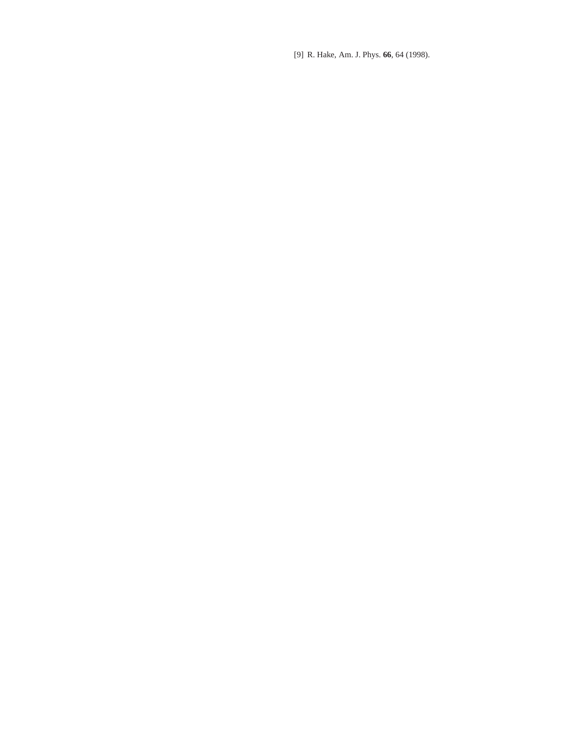[9] R. Hake, Am. J. Phys. **66**, 64 (1998).